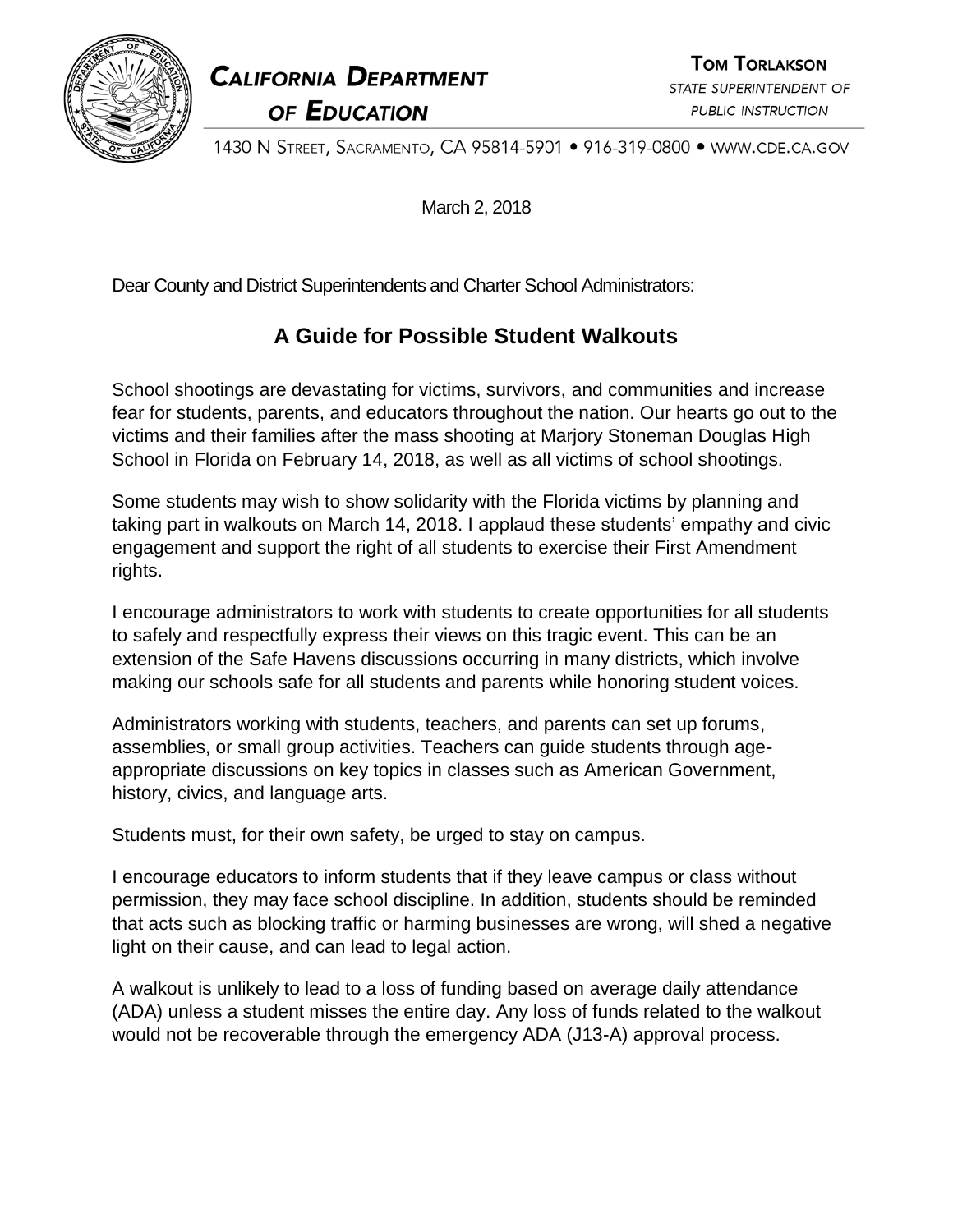# California Department of Education

**Tom Torlakson**
*State Superintendent of Public Instruction*

1430 N Street, Sacramento, CA 95814-5901 • 916-319-0800 • www.cde.ca.gov

March 2, 2018

Dear County and District Superintendents and Charter School Administrators:

## A Guide for Possible Student Walkouts

School shootings are devastating for victims, survivors, and communities and increase fear for students, parents, and educators throughout the nation. Our hearts go out to the victims and their families after the mass shooting at Marjory Stoneman Douglas High School in Florida on February 14, 2018, as well as all victims of school shootings.

Some students may wish to show solidarity with the Florida victims by planning and taking part in walkouts on March 14, 2018. I applaud these students' empathy and civic engagement and support the right of all students to exercise their First Amendment rights.

I encourage administrators to work with students to create opportunities for all students to safely and respectfully express their views on this tragic event. This can be an extension of the Safe Havens discussions occurring in many districts, which involve making our schools safe for all students and parents while honoring student voices.

Administrators working with students, teachers, and parents can set up forums, assemblies, or small group activities. Teachers can guide students through age-appropriate discussions on key topics in classes such as American Government, history, civics, and language arts.

Students must, for their own safety, be urged to stay on campus.

I encourage educators to inform students that if they leave campus or class without permission, they may face school discipline. In addition, students should be reminded that acts such as blocking traffic or harming businesses are wrong, will shed a negative light on their cause, and can lead to legal action.

A walkout is unlikely to lead to a loss of funding based on average daily attendance (ADA) unless a student misses the entire day. Any loss of funds related to the walkout would not be recoverable through the emergency ADA (J13-A) approval process.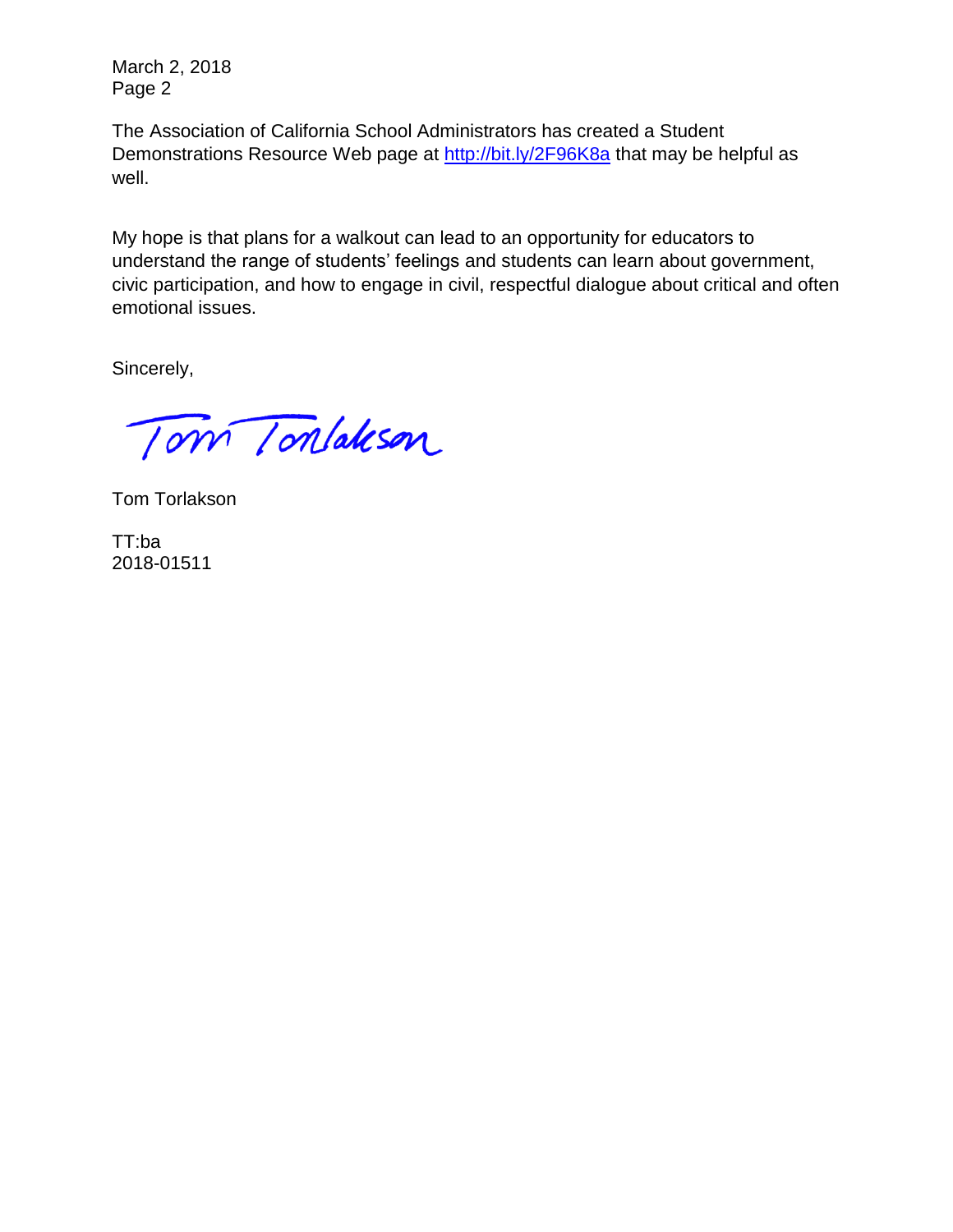The Association of California School Administrators has created a Student Demonstrations Resource Web page at [http://bit.ly/2F96K8a](http://bit.ly/2F96K8a) that may be helpful as well.

My hope is that plans for a walkout can lead to an opportunity for educators to understand the range of students' feelings and students can learn about government, civic participation, and how to engage in civil, respectful dialogue about critical and often emotional issues.

Sincerely,

Tom Torlakson

Tom Torlakson

TT:ba
2018-01511